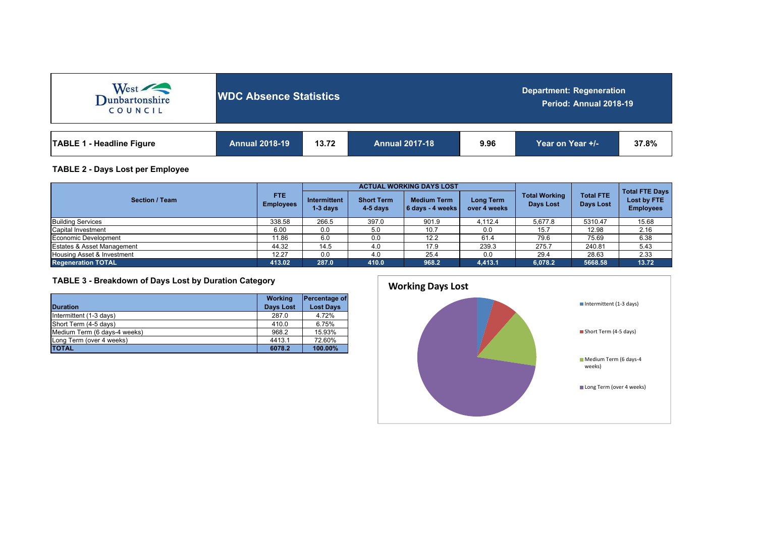West Dunbartonshire COUNCIL

# WDC Absence Statistics

**Department: Regeneration**
**Period: Annual 2018-19**

| TABLE 1 - Headline Figure | Annual 2018-19 | 13.72 | Annual 2017-18 | 9.96 | Year on Year +/- | 37.8% |
|---|---|---|---|---|---|---|

## TABLE 2 - Days Lost per Employee

| Section / Team | FTE Employees | ACTUAL WORKING DAYS LOST | | | | Total Working Days Lost | Total FTE Days Lost | Total FTE Days Lost by FTE Employees |
|---|---|---|---|---|---|---|---|---|
| | | Intermittent 1-3 days | Short Term 4-5 days | Medium Term 6 days - 4 weeks | Long Term over 4 weeks | | | |
| Building Services | 338.58 | 266.5 | 397.0 | 901.9 | 4,112.4 | 5,677.8 | 5310.47 | 15.68 |
| Capital Investment | 6.00 | 0.0 | 5.0 | 10.7 | 0.0 | 15.7 | 12.98 | 2.16 |
| Economic Development | 11.86 | 6.0 | 0.0 | 12.2 | 61.4 | 79.6 | 75.69 | 6.38 |
| Estates & Asset Management | 44.32 | 14.5 | 4.0 | 17.9 | 239.3 | 275.7 | 240.81 | 5.43 |
| Housing Asset & Investment | 12.27 | 0.0 | 4.0 | 25.4 | 0.0 | 29.4 | 28.63 | 2.33 |
| **Regeneration TOTAL** | **413.02** | **287.0** | **410.0** | **968.2** | **4,413.1** | **6,078.2** | **5668.58** | **13.72** |

## TABLE 3 - Breakdown of Days Lost by Duration Category

| Duration | Working Days Lost | Percentage of Lost Days |
|---|---|---|
| Intermittent (1-3 days) | 287.0 | 4.72% |
| Short Term (4-5 days) | 410.0 | 6.75% |
| Medium Term (6 days-4 weeks) | 968.2 | 15.93% |
| Long Term (over 4 weeks) | 4413.1 | 72.60% |
| **TOTAL** | **6078.2** | **100.00%** |

**Working Days Lost**

- Intermittent (1-3 days)
- Short Term (4-5 days)
- Medium Term (6 days-4 weeks)
- Long Term (over 4 weeks)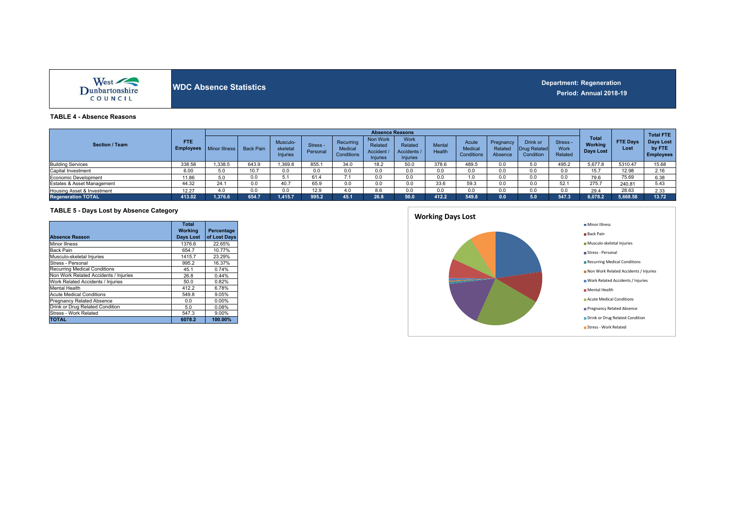West Dunbartonshire COUNCIL

# WDC Absence Statistics

**Department: Regeneration**
**Period: Annual 2018-19**

### TABLE 4 - Absence Reasons

| Section / Team | FTE Employees | Absence Reasons | | | | | | | | | | | | Total Working Days Lost | FTE Days Lost | Total FTE Days Lost by FTE Employees |
|---|---|---|---|---|---|---|---|---|---|---|---|---|---|---|---|---|
| | | Minor Illness | Back Pain | Musculo-skeletal Injuries | Stress - Personal | Recurring Medical Conditions | Non Work Related Accident / Injuries | Work Related Accidents / Injuries | Mental Health | Acute Medical Conditions | Pregnancy Related Absence | Drink or Drug Related Condition | Stress - Work Related | | | |
| Building Services | 338.58 | 1,338.5 | 643.9 | 1,369.8 | 855.1 | 34.0 | 18.2 | 50.0 | 378.6 | 489.5 | 0.0 | 5.0 | 495.2 | 5,677.8 | 5310.47 | 15.68 |
| Capital Investment | 6.00 | 5.0 | 10.7 | 0.0 | 0.0 | 0.0 | 0.0 | 0.0 | 0.0 | 0.0 | 0.0 | 0.0 | 0.0 | 15.7 | 12.98 | 2.16 |
| Economic Development | 11.86 | 5.0 | 0.0 | 5.1 | 61.4 | 7.1 | 0.0 | 0.0 | 0.0 | 1.0 | 0.0 | 0.0 | 0.0 | 79.6 | 75.69 | 6.38 |
| Estates & Asset Management | 44.32 | 24.1 | 0.0 | 40.7 | 65.9 | 0.0 | 0.0 | 0.0 | 33.6 | 59.3 | 0.0 | 0.0 | 52.1 | 275.7 | 240.81 | 5.43 |
| Housing Asset & Investment | 12.27 | 4.0 | 0.0 | 0.0 | 12.9 | 4.0 | 8.6 | 0.0 | 0.0 | 0.0 | 0.0 | 0.0 | 0.0 | 29.4 | 28.63 | 2.33 |
| **Regeneration TOTAL** | **413.02** | **1,376.6** | **654.7** | **1,415.7** | **995.2** | **45.1** | **26.8** | **50.0** | **412.2** | **549.8** | **0.0** | **5.0** | **547.3** | **6,078.2** | **5,668.58** | **13.72** |

### TABLE 5 - Days Lost by Absence Category

| Absence Reason | Total Working Days Lost | Percentage of Lost Days |
|---|---|---|
| Minor Illness | 1376.6 | 22.65% |
| Back Pain | 654.7 | 10.77% |
| Musculo-skeletal Injuries | 1415.7 | 23.29% |
| Stress - Personal | 995.2 | 16.37% |
| Recurring Medical Conditions | 45.1 | 0.74% |
| Non Work Related Accidents / Injuries | 26.8 | 0.44% |
| Work Related Accidents / Injuries | 50.0 | 0.82% |
| Mental Health | 412.2 | 6.78% |
| Acute Medical Conditions | 549.8 | 9.05% |
| Pregnancy Related Absence | 0.0 | 0.00% |
| Drink or Drug Related Condition | 5.0 | 0.08% |
| Stress - Work Related | 547.3 | 9.00% |
| **TOTAL** | **6078.2** | **100.00%** |

**Working Days Lost**

Minor Illness
Back Pain
Musculo-skeletal Injuries
Stress - Personal
Recurring Medical Conditions
Non Work Related Accidents / Injuries
Work Related Accidents / Injuries
Mental Health
Acute Medical Conditions
Pregnancy Related Absence
Drink or Drug Related Condition
Stress - Work Related